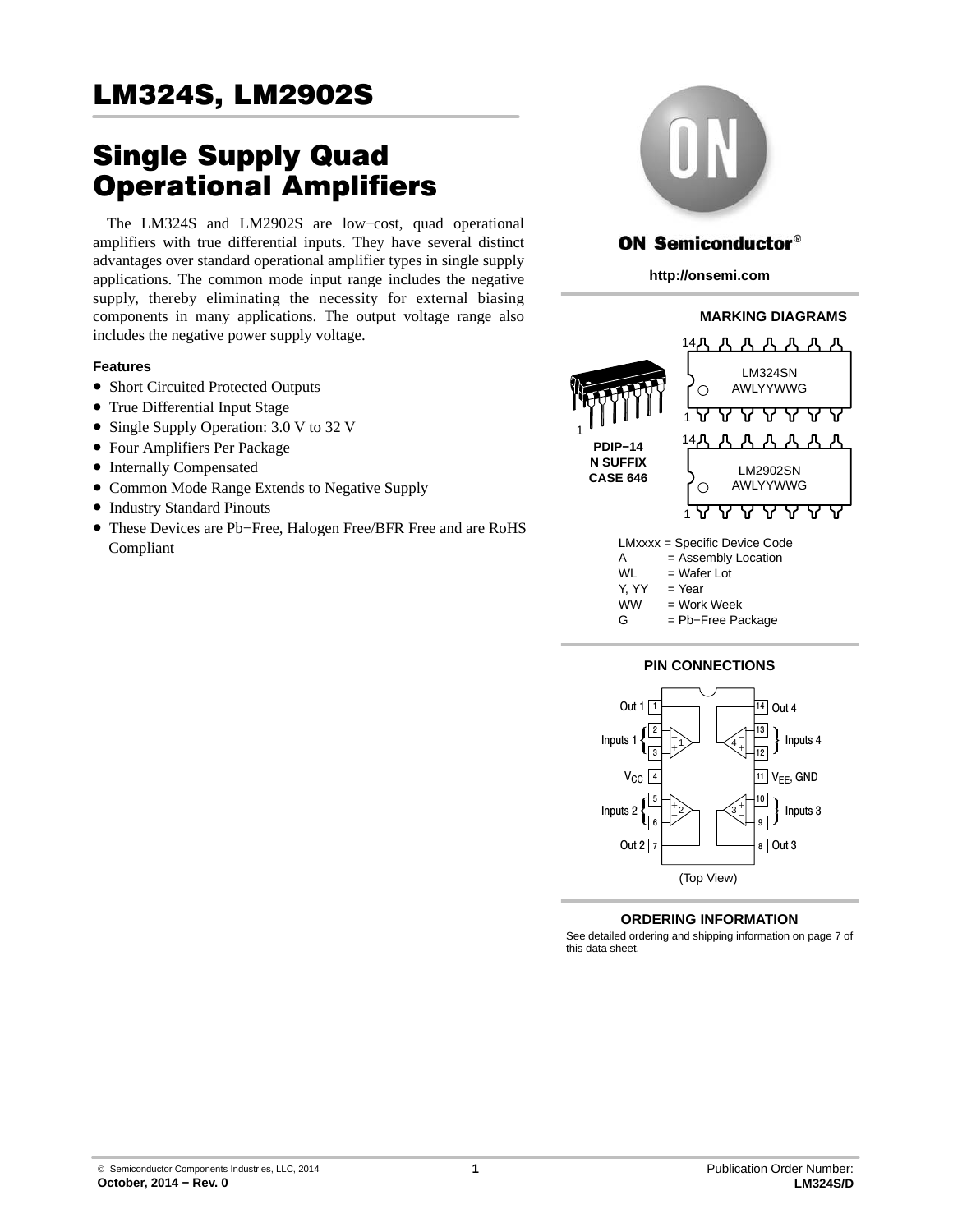# LM324S, LM2902S

# Single Supply Quad Operational Amplifiers

The LM324S and LM2902S are low−cost, quad operational amplifiers with true differential inputs. They have several distinct advantages over standard operational amplifier types in single supply applications. The common mode input range includes the negative supply, thereby eliminating the necessity for external biasing components in many applications. The output voltage range also includes the negative power supply voltage.

### Features

- Short Circuited Protected Outputs
- True Differential Input Stage
- Single Supply Operation: 3.0 V to 32 V
- Four Amplifiers Per Package
- Internally Compensated
- Common Mode Range Extends to Negative Supply
- Industry Standard Pinouts
- These Devices are Pb−Free, Halogen Free/BFR Free and are RoHS Compliant

**ON Semiconductor®**

**http://onsemi.com**

### MARKING DIAGRAMS

PDIP−14
N SUFFIX
CASE 646

LM324SN
AWLYYWWG

LM2902SN
AWLYYWWG

LMxxxx = Specific Device Code
A = Assembly Location
WL = Wafer Lot
Y, YY = Year
WW = Work Week
G = Pb−Free Package

### PIN CONNECTIONS

| Pin | Function | Pin | Function |
|---|---|---|---|
| 1 | Out 1 | 14 | Out 4 |
| 2 | Inputs 1 (−) | 13 | Inputs 4 (−) |
| 3 | Inputs 1 (+) | 12 | Inputs 4 (+) |
| 4 | $V_{CC}$ | 11 | $V_{EE}$, GND |
| 5 | Inputs 2 (+) | 10 | Inputs 3 (+) |
| 6 | Inputs 2 (−) | 9 | Inputs 3 (−) |
| 7 | Out 2 | 8 | Out 3 |

(Top View)

### ORDERING INFORMATION

See detailed ordering and shipping information on page 7 of this data sheet.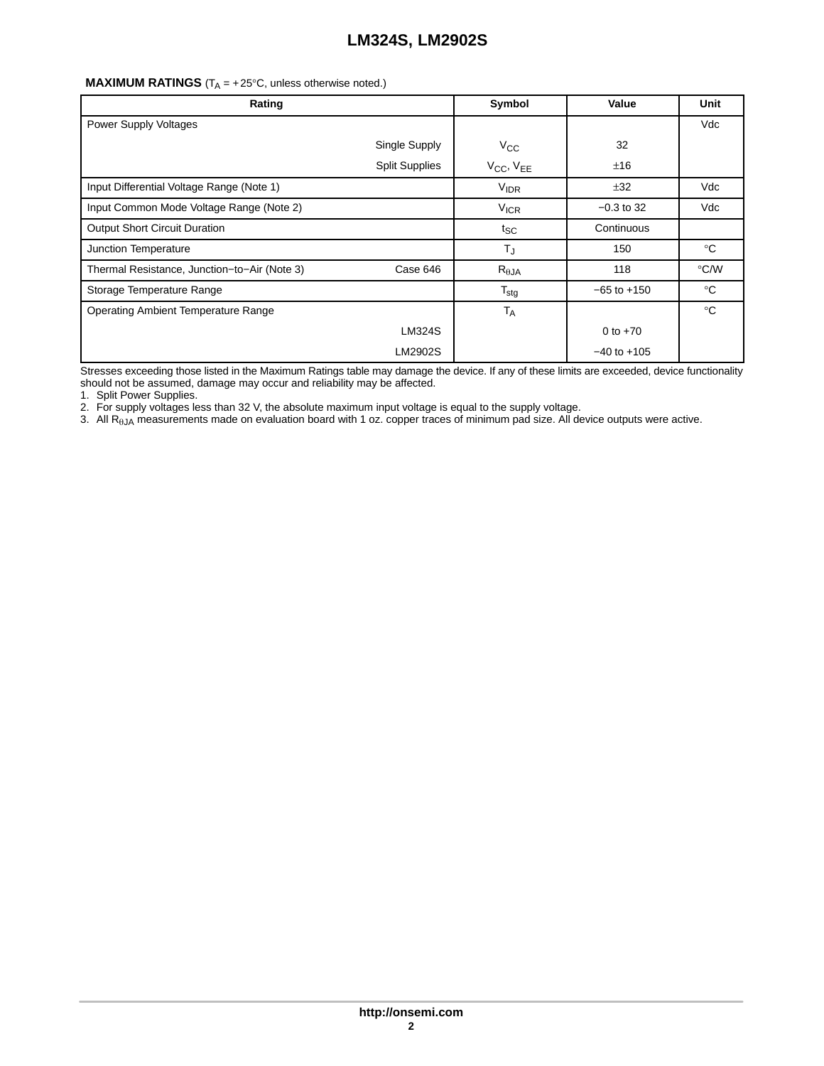**MAXIMUM RATINGS** ($T_A$ = +25°C, unless otherwise noted.)

| Rating | | Symbol | Value | Unit |
|---|---|---|---|---|
| Power Supply Voltages | | | | Vdc |
| | Single Supply | $V_{CC}$ | 32 | |
| | Split Supplies | $V_{CC}$, $V_{EE}$ | ±16 | |
| Input Differential Voltage Range (Note 1) | | $V_{IDR}$ | ±32 | Vdc |
| Input Common Mode Voltage Range (Note 2) | | $V_{ICR}$ | −0.3 to 32 | Vdc |
| Output Short Circuit Duration | | $t_{SC}$ | Continuous | |
| Junction Temperature | | $T_J$ | 150 | °C |
| Thermal Resistance, Junction−to−Air (Note 3) | Case 646 | $R_{\theta JA}$ | 118 | °C/W |
| Storage Temperature Range | | $T_{stg}$ | −65 to +150 | °C |
| Operating Ambient Temperature Range | | $T_A$ | | °C |
| | LM324S | | 0 to +70 | |
| | LM2902S | | −40 to +105 | |

Stresses exceeding those listed in the Maximum Ratings table may damage the device. If any of these limits are exceeded, device functionality should not be assumed, damage may occur and reliability may be affected.

1. Split Power Supplies.
2. For supply voltages less than 32 V, the absolute maximum input voltage is equal to the supply voltage.
3. All $R_{\theta JA}$ measurements made on evaluation board with 1 oz. copper traces of minimum pad size. All device outputs were active.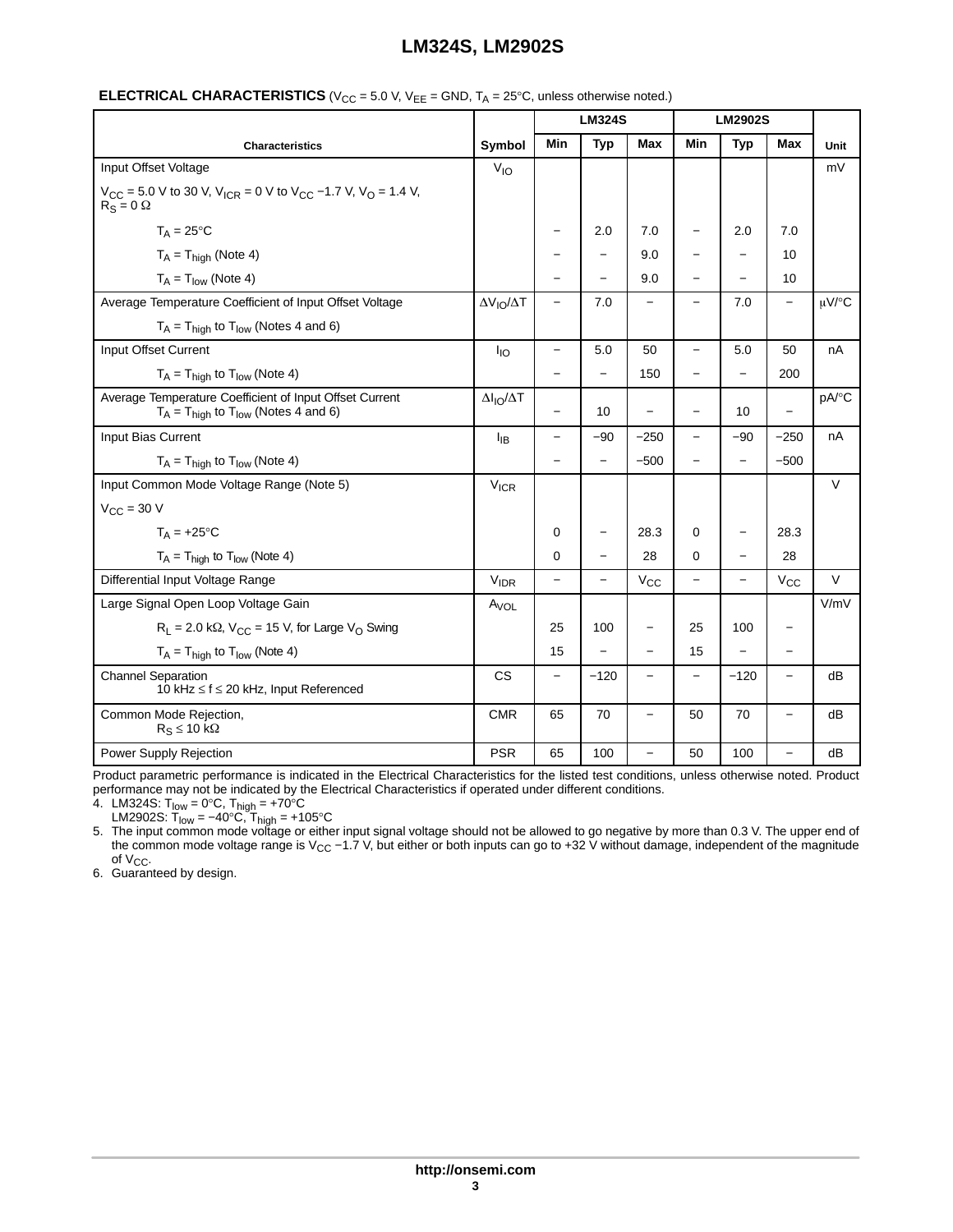**ELECTRICAL CHARACTERISTICS** ($V_{CC}$ = 5.0 V, $V_{EE}$ = GND, $T_A$ = 25°C, unless otherwise noted.)

| Characteristics | Symbol | LM324S | | | LM2902S | | | Unit |
|---|---|---|---|---|---|---|---|---|
| | | Min | Typ | Max | Min | Typ | Max | |
| Input Offset Voltage | $V_{IO}$ | | | | | | | mV |
| $V_{CC}$ = 5.0 V to 30 V, $V_{ICR}$ = 0 V to $V_{CC}$ −1.7 V, $V_O$ = 1.4 V, $R_S$ = 0 Ω | | | | | | | | |
| $T_A$ = 25°C | | − | 2.0 | 7.0 | − | 2.0 | 7.0 | |
| $T_A = T_{high}$ (Note 4) | | − | − | 9.0 | − | − | 10 | |
| $T_A = T_{low}$ (Note 4) | | − | − | 9.0 | − | − | 10 | |
| Average Temperature Coefficient of Input Offset Voltage $T_A = T_{high}$ to $T_{low}$ (Notes 4 and 6) | $\Delta V_{IO}/\Delta T$ | − | 7.0 | − | − | 7.0 | − | μV/°C |
| Input Offset Current | $I_{IO}$ | − | 5.0 | 50 | − | 5.0 | 50 | nA |
| $T_A = T_{high}$ to $T_{low}$ (Note 4) | | − | − | 150 | − | − | 200 | |
| Average Temperature Coefficient of Input Offset Current $T_A = T_{high}$ to $T_{low}$ (Notes 4 and 6) | $\Delta I_{IO}/\Delta T$ | − | 10 | − | − | 10 | − | pA/°C |
| Input Bias Current | $I_{IB}$ | − | −90 | −250 | − | −90 | −250 | nA |
| $T_A = T_{high}$ to $T_{low}$ (Note 4) | | − | − | −500 | − | − | −500 | |
| Input Common Mode Voltage Range (Note 5) | $V_{ICR}$ | | | | | | | V |
| $V_{CC}$ = 30 V | | | | | | | | |
| $T_A$ = +25°C | | 0 | − | 28.3 | 0 | − | 28.3 | |
| $T_A = T_{high}$ to $T_{low}$ (Note 4) | | 0 | − | 28 | 0 | − | 28 | |
| Differential Input Voltage Range | $V_{IDR}$ | − | − | $V_{CC}$ | − | − | $V_{CC}$ | V |
| Large Signal Open Loop Voltage Gain | $A_{VOL}$ | | | | | | | V/mV |
| $R_L$ = 2.0 kΩ, $V_{CC}$ = 15 V, for Large $V_O$ Swing | | 25 | 100 | − | 25 | 100 | − | |
| $T_A = T_{high}$ to $T_{low}$ (Note 4) | | 15 | − | − | 15 | − | − | |
| Channel Separation 10 kHz ≤ f ≤ 20 kHz, Input Referenced | CS | − | −120 | − | − | −120 | − | dB |
| Common Mode Rejection, $R_S$ ≤ 10 kΩ | CMR | 65 | 70 | − | 50 | 70 | − | dB |
| Power Supply Rejection | PSR | 65 | 100 | − | 50 | 100 | − | dB |

Product parametric performance is indicated in the Electrical Characteristics for the listed test conditions, unless otherwise noted. Product performance may not be indicated by the Electrical Characteristics if operated under different conditions.

4. LM324S: $T_{low}$ = 0°C, $T_{high}$ = +70°C
   LM2902S: $T_{low}$ = −40°C, $T_{high}$ = +105°C
5. The input common mode voltage or either input signal voltage should not be allowed to go negative by more than 0.3 V. The upper end of the common mode voltage range is $V_{CC}$ −1.7 V, but either or both inputs can go to +32 V without damage, independent of the magnitude of $V_{CC}$.
6. Guaranteed by design.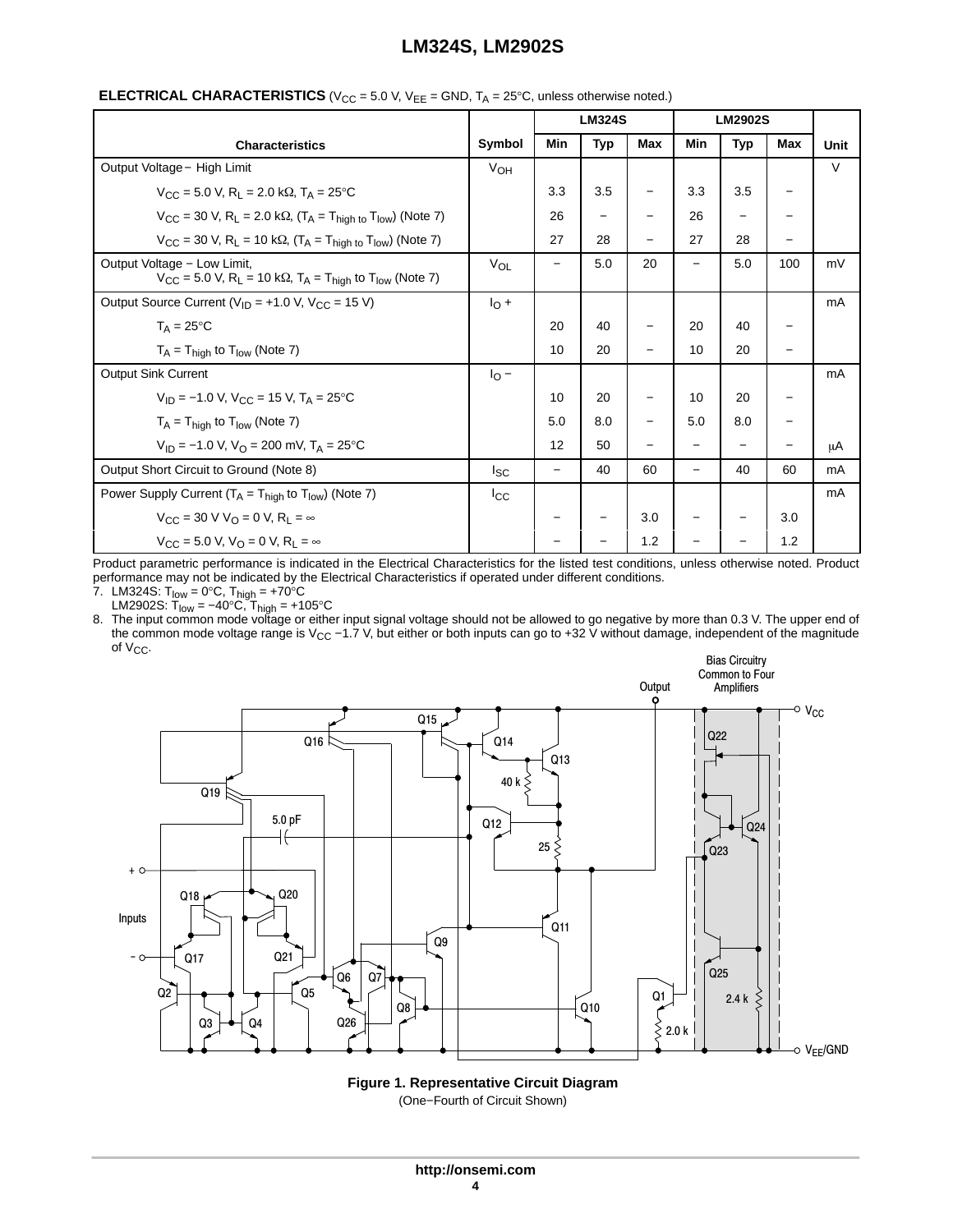**ELECTRICAL CHARACTERISTICS** ($V_{CC}$ = 5.0 V, $V_{EE}$ = GND, $T_A$ = 25°C, unless otherwise noted.)

| Characteristics | Symbol | LM324S Min | LM324S Typ | LM324S Max | LM2902S Min | LM2902S Typ | LM2902S Max | Unit |
|---|---|---|---|---|---|---|---|---|
| Output Voltage − High Limit | $V_{OH}$ | | | | | | | V |
| $V_{CC}$ = 5.0 V, $R_L$ = 2.0 kΩ, $T_A$ = 25°C | | 3.3 | 3.5 | − | 3.3 | 3.5 | − | |
| $V_{CC}$ = 30 V, $R_L$ = 2.0 kΩ, ($T_A$ = $T_{high}$ to $T_{low}$) (Note 7) | | 26 | − | − | 26 | − | − | |
| $V_{CC}$ = 30 V, $R_L$ = 10 kΩ, ($T_A$ = $T_{high}$ to $T_{low}$) (Note 7) | | 27 | 28 | − | 27 | 28 | − | |
| Output Voltage − Low Limit, $V_{CC}$ = 5.0 V, $R_L$ = 10 kΩ, $T_A$ = $T_{high}$ to $T_{low}$ (Note 7) | $V_{OL}$ | − | 5.0 | 20 | − | 5.0 | 100 | mV |
| Output Source Current ($V_{ID}$ = +1.0 V, $V_{CC}$ = 15 V) | $I_O$ + | | | | | | | mA |
| $T_A$ = 25°C | | 20 | 40 | − | 20 | 40 | − | |
| $T_A$ = $T_{high}$ to $T_{low}$ (Note 7) | | 10 | 20 | − | 10 | 20 | − | |
| Output Sink Current | $I_O$ − | | | | | | | mA |
| $V_{ID}$ = −1.0 V, $V_{CC}$ = 15 V, $T_A$ = 25°C | | 10 | 20 | − | 10 | 20 | − | |
| $T_A$ = $T_{high}$ to $T_{low}$ (Note 7) | | 5.0 | 8.0 | − | 5.0 | 8.0 | − | |
| $V_{ID}$ = −1.0 V, $V_O$ = 200 mV, $T_A$ = 25°C | | 12 | 50 | − | − | − | − | μA |
| Output Short Circuit to Ground (Note 8) | $I_{SC}$ | − | 40 | 60 | − | 40 | 60 | mA |
| Power Supply Current ($T_A$ = $T_{high}$ to $T_{low}$) (Note 7) | $I_{CC}$ | | | | | | | mA |
| $V_{CC}$ = 30 V $V_O$ = 0 V, $R_L$ = ∞ | | − | − | 3.0 | − | − | 3.0 | |
| $V_{CC}$ = 5.0 V, $V_O$ = 0 V, $R_L$ = ∞ | | − | − | 1.2 | − | − | 1.2 | |

Product parametric performance is indicated in the Electrical Characteristics for the listed test conditions, unless otherwise noted. Product performance may not be indicated by the Electrical Characteristics if operated under different conditions.

7. LM324S: $T_{low}$ = 0°C, $T_{high}$ = +70°C
   LM2902S: $T_{low}$ = −40°C, $T_{high}$ = +105°C
8. The input common mode voltage or either input signal voltage should not be allowed to go negative by more than 0.3 V. The upper end of the common mode voltage range is $V_{CC}$ −1.7 V, but either or both inputs can go to +32 V without damage, independent of the magnitude of $V_{CC}$.

**Figure 1. Representative Circuit Diagram**
(One−Fourth of Circuit Shown)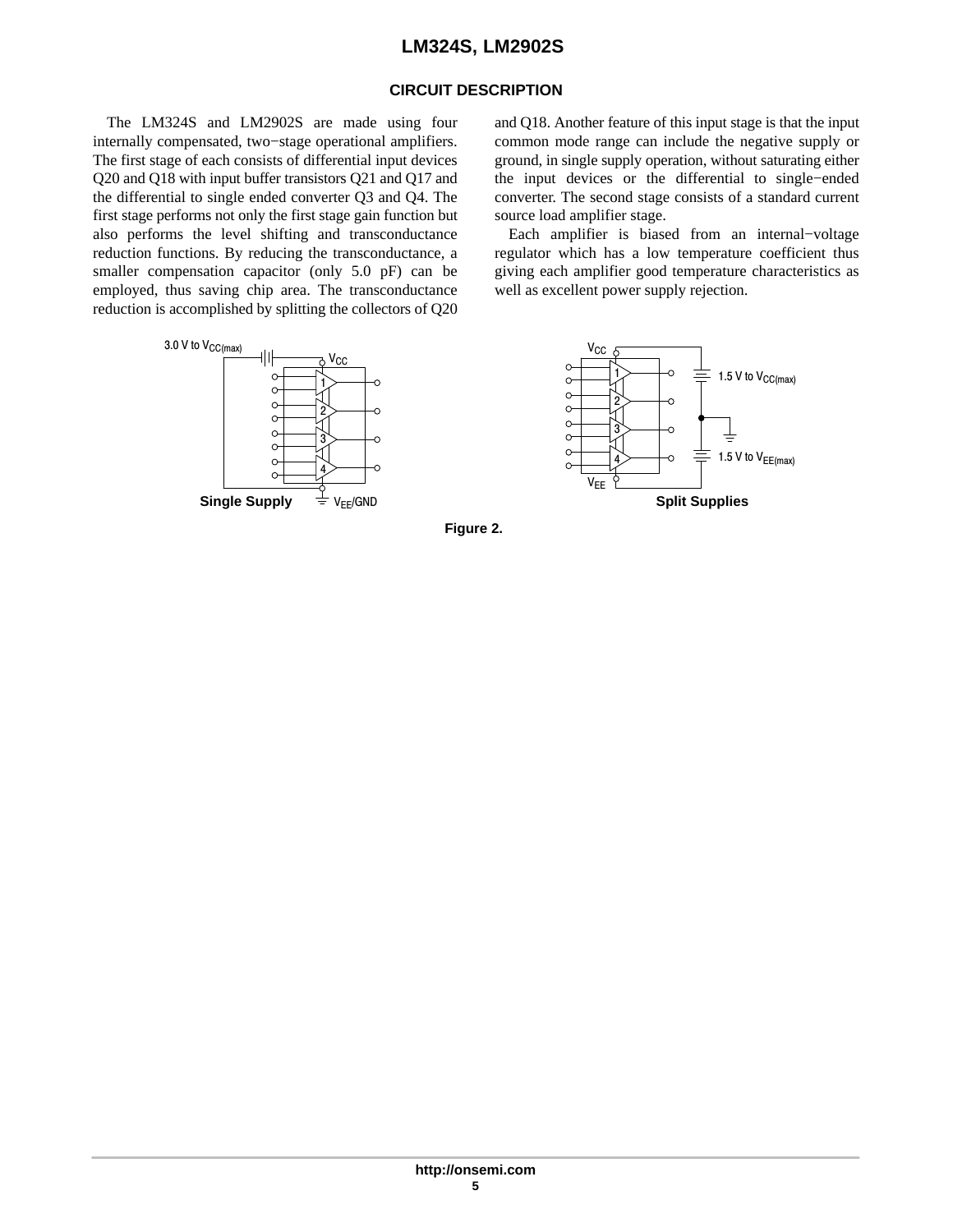## CIRCUIT DESCRIPTION

The LM324S and LM2902S are made using four internally compensated, two−stage operational amplifiers. The first stage of each consists of differential input devices Q20 and Q18 with input buffer transistors Q21 and Q17 and the differential to single ended converter Q3 and Q4. The first stage performs not only the first stage gain function but also performs the level shifting and transconductance reduction functions. By reducing the transconductance, a smaller compensation capacitor (only 5.0 pF) can be employed, thus saving chip area. The transconductance reduction is accomplished by splitting the collectors of Q20 and Q18. Another feature of this input stage is that the input common mode range can include the negative supply or ground, in single supply operation, without saturating either the input devices or the differential to single−ended converter. The second stage consists of a standard current source load amplifier stage.

Each amplifier is biased from an internal−voltage regulator which has a low temperature coefficient thus giving each amplifier good temperature characteristics as well as excellent power supply rejection.

3.0 V to $V_{CC(max)}$ $V_{CC}$ $V_{EE}$/GND

**Single Supply**

$V_{CC}$ 1.5 V to $V_{CC(max)}$ 1.5 V to $V_{EE(max)}$ $V_{EE}$

**Split Supplies**

**Figure 2.**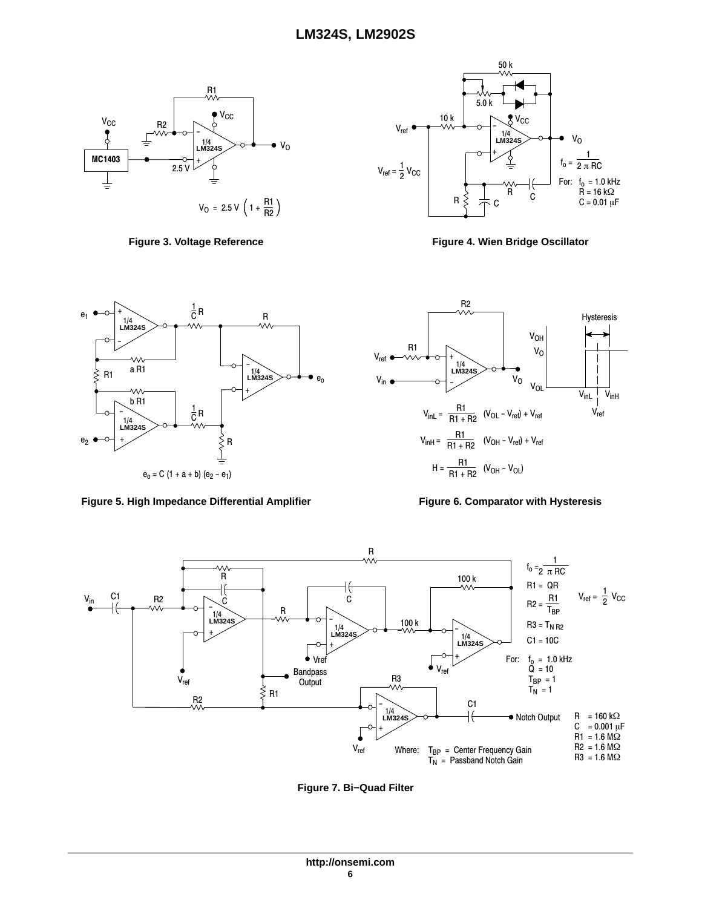Figure 3. Voltage Reference

$$V_O = 2.5\ V \left(1 + \frac{R1}{R2}\right)$$

Figure 4. Wien Bridge Oscillator

$$f_o = \frac{1}{2\pi RC}$$

$V_{ref} = \frac{1}{2} V_{CC}$

For: $f_o$ = 1.0 kHz, R = 16 kΩ, C = 0.01 μF

Figure 5. High Impedance Differential Amplifier

$$e_o = C (1 + a + b) (e_2 - e_1)$$

Figure 6. Comparator with Hysteresis

$$V_{inL} = \frac{R1}{R1 + R2} (V_{OL} - V_{ref}) + V_{ref}$$

$$V_{inH} = \frac{R1}{R1 + R2} (V_{OH} - V_{ref}) + V_{ref}$$

$$H = \frac{R1}{R1 + R2} (V_{OH} - V_{OL})$$

Figure 7. Bi−Quad Filter

$$f_o = \frac{1}{2\pi RC}$$

R1 = QR

$R2 = \frac{R1}{T_{BP}}$

$R3 = T_N R2$

C1 = 10C

$V_{ref} = \frac{1}{2} V_{CC}$

For: $f_o$ = 1.0 kHz, Q = 10, $T_{BP}$ = 1, $T_N$ = 1

R = 160 kΩ, C = 0.001 μF, R1 = 1.6 MΩ, R2 = 1.6 MΩ, R3 = 1.6 MΩ

Where: $T_{BP}$ = Center Frequency Gain, $T_N$ = Passband Notch Gain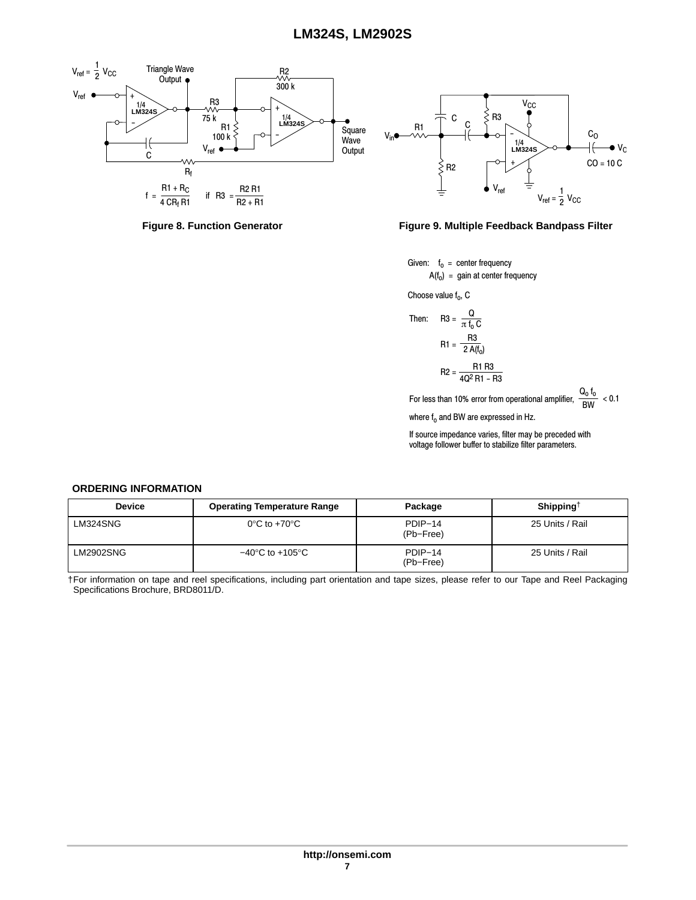Figure 8. Function Generator

$$V_{ref} = \frac{1}{2} V_{CC}$$

$$f = \frac{R1 + R_C}{4\,CR_f\,R1} \quad \text{if} \quad R3 = \frac{R2\,R1}{R2 + R1}$$

Figure 9. Multiple Feedback Bandpass Filter

$$V_{ref} = \frac{1}{2} V_{CC}$$

CO = 10 C

Given: $f_o$ = center frequency

$A(f_o)$ = gain at center frequency

Choose value $f_o$, C

Then:

$$R3 = \frac{Q}{\pi f_o C}$$

$$R1 = \frac{R3}{2\,A(f_o)}$$

$$R2 = \frac{R1\,R3}{4Q^2\,R1 - R3}$$

For less than 10% error from operational amplifier, $\frac{Q_o\,f_o}{BW} < 0.1$

where $f_o$ and BW are expressed in Hz.

If source impedance varies, filter may be preceded with voltage follower buffer to stabilize filter parameters.

## ORDERING INFORMATION

| Device | Operating Temperature Range | Package | Shipping† |
|---|---|---|---|
| LM324SNG | 0°C to +70°C | PDIP−14 (Pb−Free) | 25 Units / Rail |
| LM2902SNG | −40°C to +105°C | PDIP−14 (Pb−Free) | 25 Units / Rail |

†For information on tape and reel specifications, including part orientation and tape sizes, please refer to our Tape and Reel Packaging Specifications Brochure, BRD8011/D.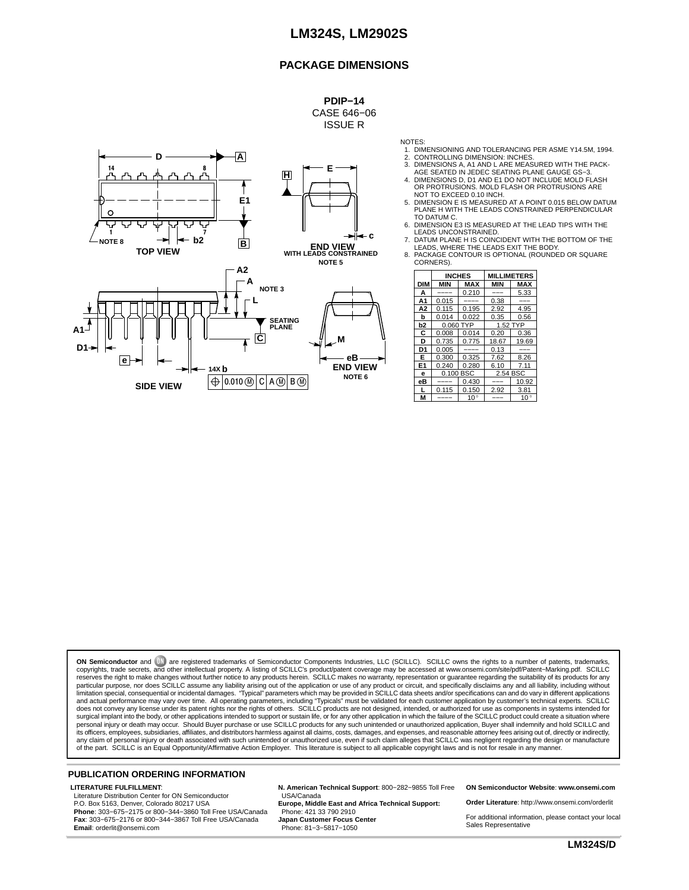## PACKAGE DIMENSIONS

**PDIP−14**
CASE 646−06
ISSUE R

D
A
14
8
E1
1
7
NOTE 8
b2
B
TOP VIEW

E
H
c
END VIEW
WITH LEADS CONSTRAINED
NOTE 5

A2
A
NOTE 3
L
SEATING PLANE
A1
C
D1
e
14X b
SIDE VIEW

M
eB
END VIEW
NOTE 6

NOTES:

1. DIMENSIONING AND TOLERANCING PER ASME Y14.5M, 1994.
2. CONTROLLING DIMENSION: INCHES.
3. DIMENSIONS A, A1 AND L ARE MEASURED WITH THE PACKAGE SEATED IN JEDEC SEATING PLANE GAUGE GS−3.
4. DIMENSIONS D, D1 AND E1 DO NOT INCLUDE MOLD FLASH OR PROTRUSIONS. MOLD FLASH OR PROTRUSIONS ARE NOT TO EXCEED 0.10 INCH.
5. DIMENSION E IS MEASURED AT A POINT 0.015 BELOW DATUM PLANE H WITH THE LEADS CONSTRAINED PERPENDICULAR TO DATUM C.
6. DIMENSION E3 IS MEASURED AT THE LEAD TIPS WITH THE LEADS UNCONSTRAINED.
7. DATUM PLANE H IS COINCIDENT WITH THE BOTTOM OF THE LEADS, WHERE THE LEADS EXIT THE BODY.
8. PACKAGE CONTOUR IS OPTIONAL (ROUNDED OR SQUARE CORNERS).

| | INCHES | | MILLIMETERS | |
|---|---|---|---|---|
| DIM | MIN | MAX | MIN | MAX |
| A | −−−− | 0.210 | −−− | 5.33 |
| A1 | 0.015 | −−−− | 0.38 | −−− |
| A2 | 0.115 | 0.195 | 2.92 | 4.95 |
| b | 0.014 | 0.022 | 0.35 | 0.56 |
| b2 | 0.060 TYP | | 1.52 TYP | |
| C | 0.008 | 0.014 | 0.20 | 0.36 |
| D | 0.735 | 0.775 | 18.67 | 19.69 |
| D1 | 0.005 | −−−− | 0.13 | −−− |
| E | 0.300 | 0.325 | 7.62 | 8.26 |
| E1 | 0.240 | 0.280 | 6.10 | 7.11 |
| e | 0.100 BSC | | 2.54 BSC | |
| eB | −−−− | 0.430 | −−− | 10.92 |
| L | 0.115 | 0.150 | 2.92 | 3.81 |
| M | −−−− | 10° | −−− | 10° |

**ON Semiconductor** and ON are registered trademarks of Semiconductor Components Industries, LLC (SCILLC). SCILLC owns the rights to a number of patents, trademarks, copyrights, trade secrets, and other intellectual property. A listing of SCILLC's product/patent coverage may be accessed at www.onsemi.com/site/pdf/Patent−Marking.pdf. SCILLC reserves the right to make changes without further notice to any products herein. SCILLC makes no warranty, representation or guarantee regarding the suitability of its products for any particular purpose, nor does SCILLC assume any liability arising out of the application or use of any product or circuit, and specifically disclaims any and all liability, including without limitation special, consequential or incidental damages. "Typical" parameters which may be provided in SCILLC data sheets and/or specifications can and do vary in different applications and actual performance may vary over time. All operating parameters, including "Typicals" must be validated for each customer application by customer's technical experts. SCILLC does not convey any license under its patent rights nor the rights of others. SCILLC products are not designed, intended, or authorized for use as components in systems intended for surgical implant into the body, or other applications intended to support or sustain life, or for any other application in which the failure of the SCILLC product could create a situation where personal injury or death may occur. Should Buyer purchase or use SCILLC products for any such unintended or unauthorized application, Buyer shall indemnify and hold SCILLC and its officers, employees, subsidiaries, affiliates, and distributors harmless against all claims, costs, damages, and expenses, and reasonable attorney fees arising out of, directly or indirectly, any claim of personal injury or death associated with such unintended or unauthorized use, even if such claim alleges that SCILLC was negligent regarding the design or manufacture of the part. SCILLC is an Equal Opportunity/Affirmative Action Employer. This literature is subject to all applicable copyright laws and is not for resale in any manner.

### PUBLICATION ORDERING INFORMATION

**LITERATURE FULFILLMENT**:
Literature Distribution Center for ON Semiconductor
P.O. Box 5163, Denver, Colorado 80217 USA
**Phone**: 303−675−2175 or 800−344−3860 Toll Free USA/Canada
**Fax**: 303−675−2176 or 800−344−3867 Toll Free USA/Canada
**Email**: orderlit@onsemi.com

**N. American Technical Support**: 800−282−9855 Toll Free USA/Canada
**Europe, Middle East and Africa Technical Support:**
Phone: 421 33 790 2910
**Japan Customer Focus Center**
Phone: 81−3−5817−1050

**ON Semiconductor Website**: **www.onsemi.com**

**Order Literature**: http://www.onsemi.com/orderlit

For additional information, please contact your local Sales Representative

**LM324S/D**